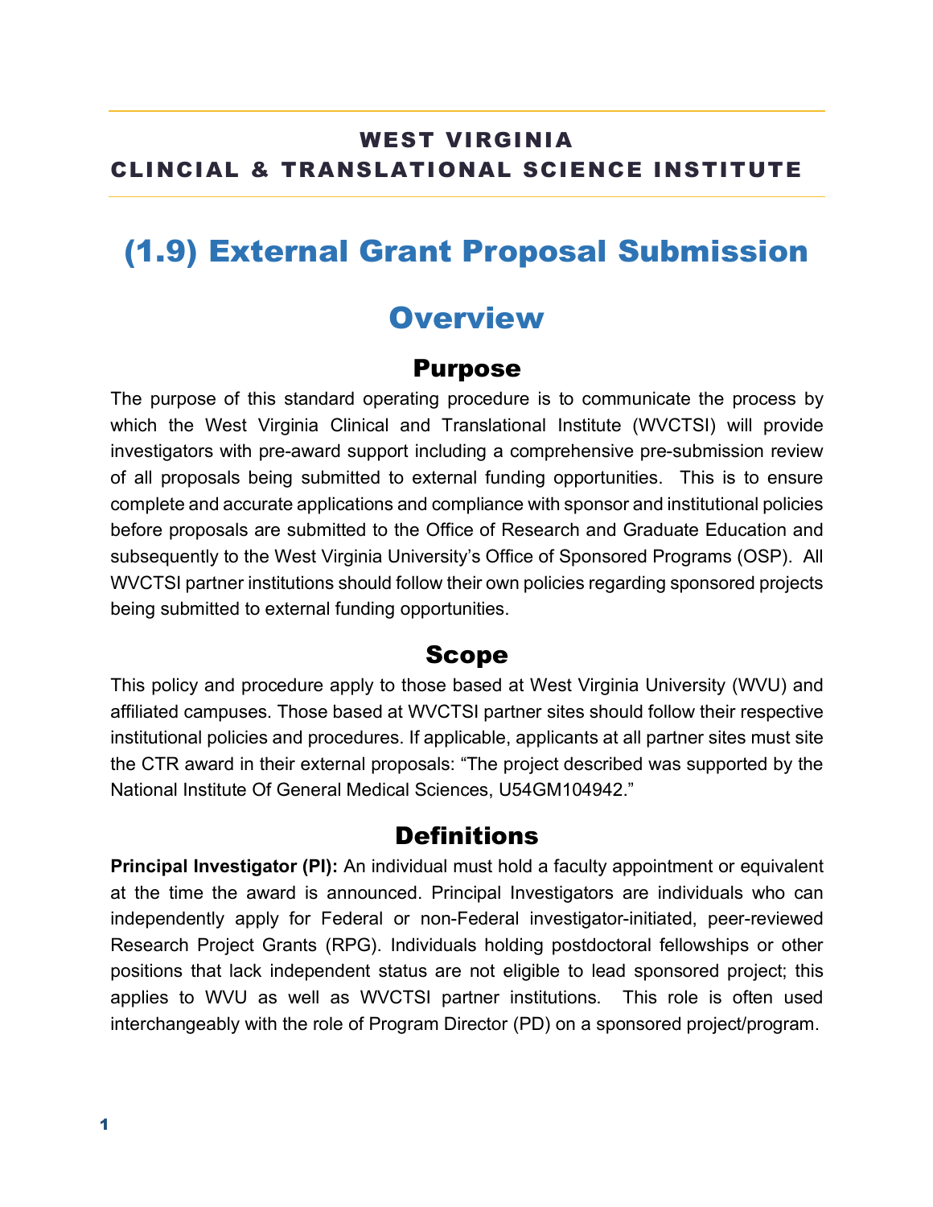**WEST VIRGINIA**
**CLINCIAL & TRANSLATIONAL SCIENCE INSTITUTE**

# (1.9) External Grant Proposal Submission

## Overview

### Purpose

The purpose of this standard operating procedure is to communicate the process by which the West Virginia Clinical and Translational Institute (WVCTSI) will provide investigators with pre-award support including a comprehensive pre-submission review of all proposals being submitted to external funding opportunities. This is to ensure complete and accurate applications and compliance with sponsor and institutional policies before proposals are submitted to the Office of Research and Graduate Education and subsequently to the West Virginia University's Office of Sponsored Programs (OSP). All WVCTSI partner institutions should follow their own policies regarding sponsored projects being submitted to external funding opportunities.

### Scope

This policy and procedure apply to those based at West Virginia University (WVU) and affiliated campuses. Those based at WVCTSI partner sites should follow their respective institutional policies and procedures. If applicable, applicants at all partner sites must site the CTR award in their external proposals: "The project described was supported by the National Institute Of General Medical Sciences, U54GM104942."

### Definitions

**Principal Investigator (PI):** An individual must hold a faculty appointment or equivalent at the time the award is announced. Principal Investigators are individuals who can independently apply for Federal or non-Federal investigator-initiated, peer-reviewed Research Project Grants (RPG). Individuals holding postdoctoral fellowships or other positions that lack independent status are not eligible to lead sponsored project; this applies to WVU as well as WVCTSI partner institutions. This role is often used interchangeably with the role of Program Director (PD) on a sponsored project/program.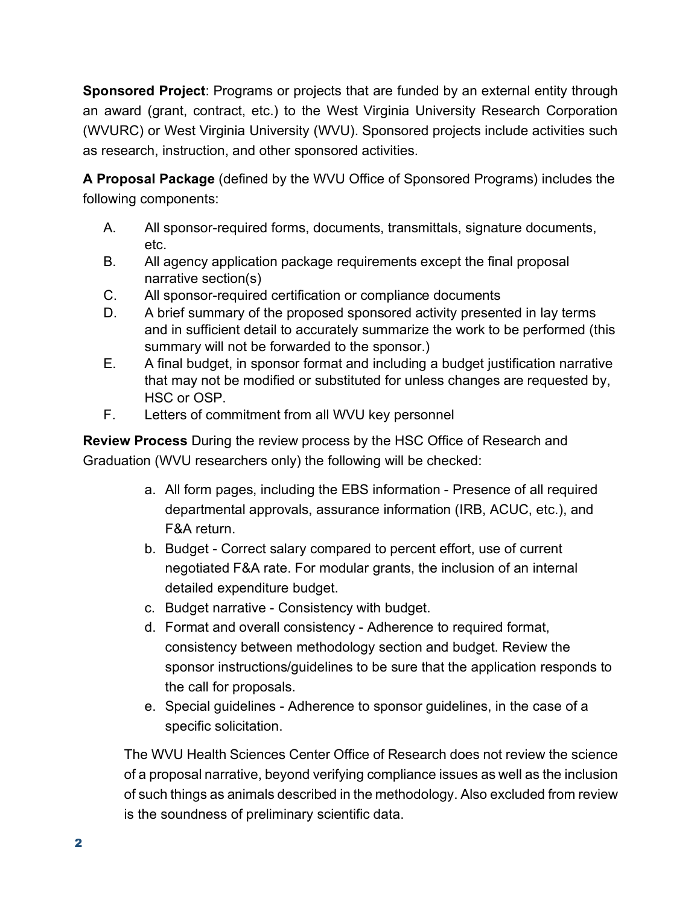**Sponsored Project**: Programs or projects that are funded by an external entity through an award (grant, contract, etc.) to the West Virginia University Research Corporation (WVURC) or West Virginia University (WVU). Sponsored projects include activities such as research, instruction, and other sponsored activities.

**A Proposal Package** (defined by the WVU Office of Sponsored Programs) includes the following components:

A. All sponsor-required forms, documents, transmittals, signature documents, etc.
B. All agency application package requirements except the final proposal narrative section(s)
C. All sponsor-required certification or compliance documents
D. A brief summary of the proposed sponsored activity presented in lay terms and in sufficient detail to accurately summarize the work to be performed (this summary will not be forwarded to the sponsor.)
E. A final budget, in sponsor format and including a budget justification narrative that may not be modified or substituted for unless changes are requested by, HSC or OSP.
F. Letters of commitment from all WVU key personnel

**Review Process** During the review process by the HSC Office of Research and Graduation (WVU researchers only) the following will be checked:

a. All form pages, including the EBS information - Presence of all required departmental approvals, assurance information (IRB, ACUC, etc.), and F&A return.
b. Budget - Correct salary compared to percent effort, use of current negotiated F&A rate. For modular grants, the inclusion of an internal detailed expenditure budget.
c. Budget narrative - Consistency with budget.
d. Format and overall consistency - Adherence to required format, consistency between methodology section and budget. Review the sponsor instructions/guidelines to be sure that the application responds to the call for proposals.
e. Special guidelines - Adherence to sponsor guidelines, in the case of a specific solicitation.

The WVU Health Sciences Center Office of Research does not review the science of a proposal narrative, beyond verifying compliance issues as well as the inclusion of such things as animals described in the methodology. Also excluded from review is the soundness of preliminary scientific data.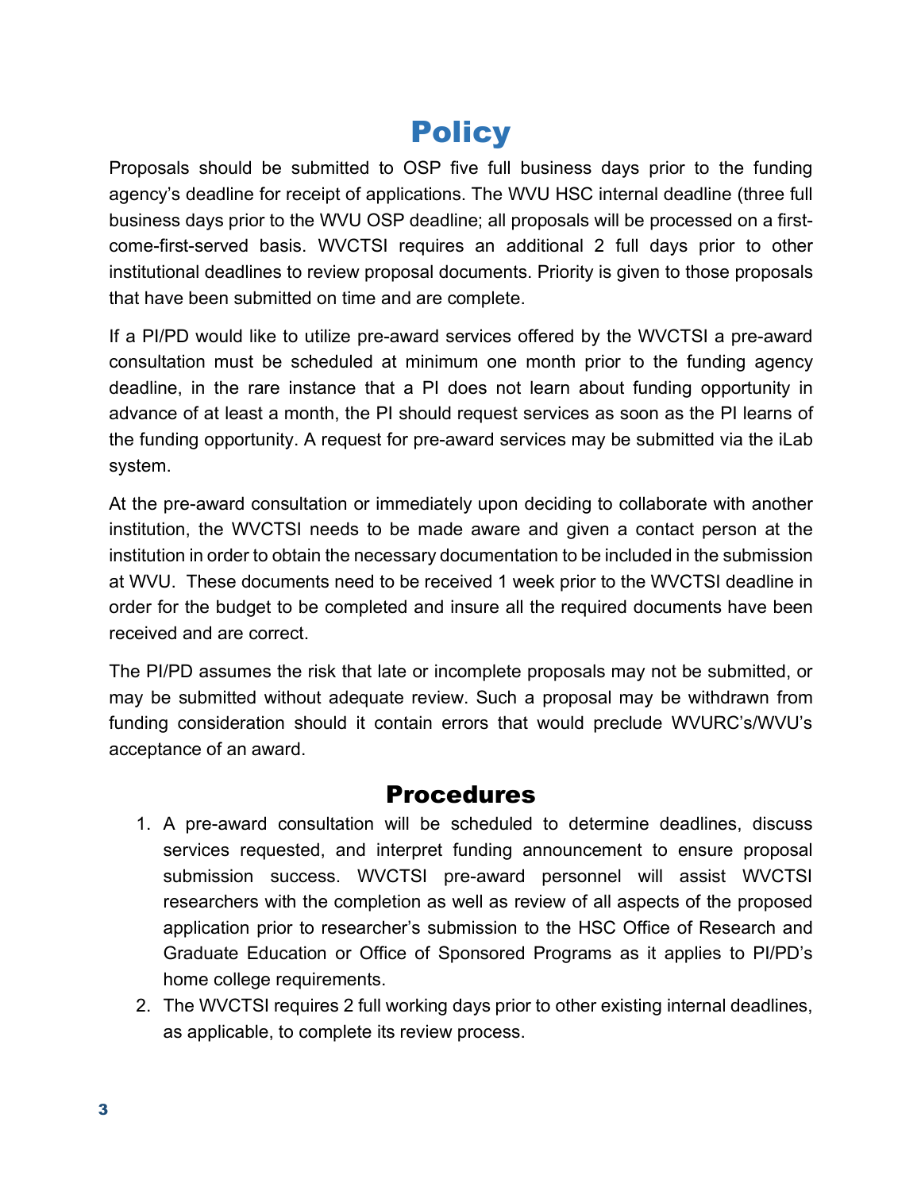# Policy

Proposals should be submitted to OSP five full business days prior to the funding agency's deadline for receipt of applications. The WVU HSC internal deadline (three full business days prior to the WVU OSP deadline; all proposals will be processed on a first-come-first-served basis. WVCTSI requires an additional 2 full days prior to other institutional deadlines to review proposal documents. Priority is given to those proposals that have been submitted on time and are complete.

If a PI/PD would like to utilize pre-award services offered by the WVCTSI a pre-award consultation must be scheduled at minimum one month prior to the funding agency deadline, in the rare instance that a PI does not learn about funding opportunity in advance of at least a month, the PI should request services as soon as the PI learns of the funding opportunity. A request for pre-award services may be submitted via the iLab system.

At the pre-award consultation or immediately upon deciding to collaborate with another institution, the WVCTSI needs to be made aware and given a contact person at the institution in order to obtain the necessary documentation to be included in the submission at WVU. These documents need to be received 1 week prior to the WVCTSI deadline in order for the budget to be completed and insure all the required documents have been received and are correct.

The PI/PD assumes the risk that late or incomplete proposals may not be submitted, or may be submitted without adequate review. Such a proposal may be withdrawn from funding consideration should it contain errors that would preclude WVURC's/WVU's acceptance of an award.

## Procedures

1. A pre-award consultation will be scheduled to determine deadlines, discuss services requested, and interpret funding announcement to ensure proposal submission success. WVCTSI pre-award personnel will assist WVCTSI researchers with the completion as well as review of all aspects of the proposed application prior to researcher's submission to the HSC Office of Research and Graduate Education or Office of Sponsored Programs as it applies to PI/PD's home college requirements.
2. The WVCTSI requires 2 full working days prior to other existing internal deadlines, as applicable, to complete its review process.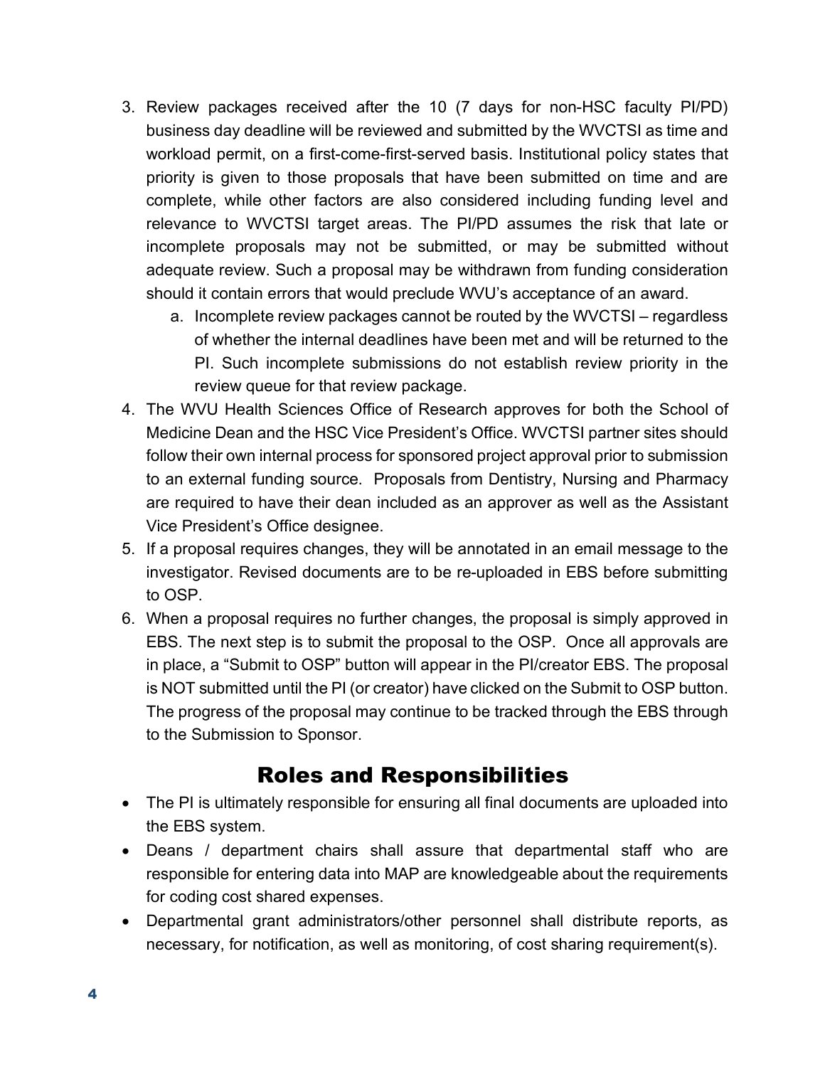3. Review packages received after the 10 (7 days for non-HSC faculty PI/PD) business day deadline will be reviewed and submitted by the WVCTSI as time and workload permit, on a first-come-first-served basis. Institutional policy states that priority is given to those proposals that have been submitted on time and are complete, while other factors are also considered including funding level and relevance to WVCTSI target areas. The PI/PD assumes the risk that late or incomplete proposals may not be submitted, or may be submitted without adequate review. Such a proposal may be withdrawn from funding consideration should it contain errors that would preclude WVU's acceptance of an award.
    a. Incomplete review packages cannot be routed by the WVCTSI – regardless of whether the internal deadlines have been met and will be returned to the PI. Such incomplete submissions do not establish review priority in the review queue for that review package.
4. The WVU Health Sciences Office of Research approves for both the School of Medicine Dean and the HSC Vice President's Office. WVCTSI partner sites should follow their own internal process for sponsored project approval prior to submission to an external funding source. Proposals from Dentistry, Nursing and Pharmacy are required to have their dean included as an approver as well as the Assistant Vice President's Office designee.
5. If a proposal requires changes, they will be annotated in an email message to the investigator. Revised documents are to be re-uploaded in EBS before submitting to OSP.
6. When a proposal requires no further changes, the proposal is simply approved in EBS. The next step is to submit the proposal to the OSP. Once all approvals are in place, a "Submit to OSP" button will appear in the PI/creator EBS. The proposal is NOT submitted until the PI (or creator) have clicked on the Submit to OSP button. The progress of the proposal may continue to be tracked through the EBS through to the Submission to Sponsor.

## Roles and Responsibilities

- The PI is ultimately responsible for ensuring all final documents are uploaded into the EBS system.
- Deans / department chairs shall assure that departmental staff who are responsible for entering data into MAP are knowledgeable about the requirements for coding cost shared expenses.
- Departmental grant administrators/other personnel shall distribute reports, as necessary, for notification, as well as monitoring, of cost sharing requirement(s).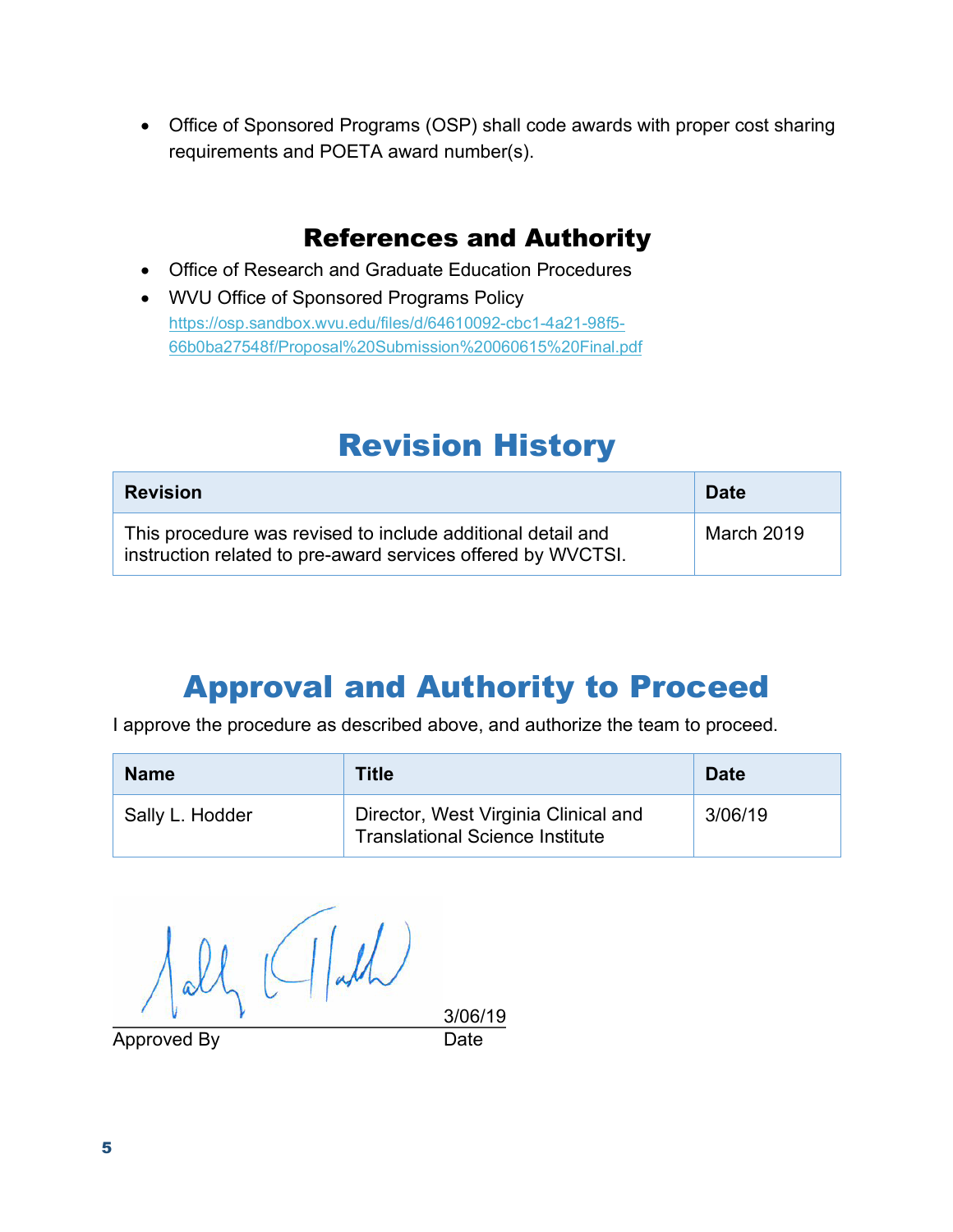- Office of Sponsored Programs (OSP) shall code awards with proper cost sharing requirements and POETA award number(s).

## References and Authority

- Office of Research and Graduate Education Procedures
- WVU Office of Sponsored Programs Policy [https://osp.sandbox.wvu.edu/files/d/64610092-cbc1-4a21-98f5-66b0ba27548f/Proposal%20Submission%20060615%20Final.pdf](https://osp.sandbox.wvu.edu/files/d/64610092-cbc1-4a21-98f5-66b0ba27548f/Proposal%20Submission%20060615%20Final.pdf)

# Revision History

| Revision | Date |
|---|---|
| This procedure was revised to include additional detail and instruction related to pre-award services offered by WVCTSI. | March 2019 |

# Approval and Authority to Proceed

I approve the procedure as described above, and authorize the team to proceed.

| Name | Title | Date |
|---|---|---|
| Sally L. Hodder | Director, West Virginia Clinical and Translational Science Institute | 3/06/19 |

Approved By 3/06/19
Date